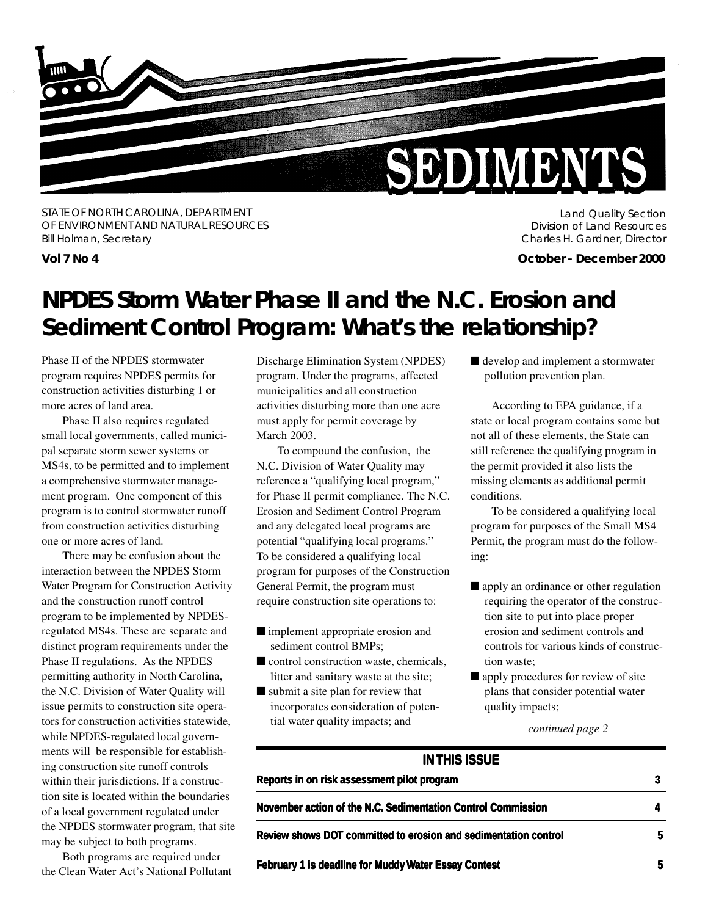# SEDIMENTS

STATE OF NORTH CAROLINA, DEPARTMENT OF ENVIRONMENT AND NATURAL RESOURCES
Bill Holman, Secretary

Land Quality Section
Division of Land Resources
Charles H. Gardner, Director

**Vol 7 No 4** **October - December 2000**

## NPDES Storm Water Phase II and the N.C. Erosion and Sediment Control Program: What's the relationship?

Phase II of the NPDES stormwater program requires NPDES permits for construction activities disturbing 1 or more acres of land area.

Phase II also requires regulated small local governments, called municipal separate storm sewer systems or MS4s, to be permitted and to implement a comprehensive stormwater management program. One component of this program is to control stormwater runoff from construction activities disturbing one or more acres of land.

There may be confusion about the interaction between the NPDES Storm Water Program for Construction Activity and the construction runoff control program to be implemented by NPDES-regulated MS4s. These are separate and distinct program requirements under the Phase II regulations. As the NPDES permitting authority in North Carolina, the N.C. Division of Water Quality will issue permits to construction site operators for construction activities statewide, while NPDES-regulated local governments will be responsible for establishing construction site runoff controls within their jurisdictions. If a construction site is located within the boundaries of a local government regulated under the NPDES stormwater program, that site may be subject to both programs.

Both programs are required under the Clean Water Act's National Pollutant Discharge Elimination System (NPDES) program. Under the programs, affected municipalities and all construction activities disturbing more than one acre must apply for permit coverage by March 2003.

To compound the confusion, the N.C. Division of Water Quality may reference a "qualifying local program," for Phase II permit compliance. The N.C. Erosion and Sediment Control Program and any delegated local programs are potential "qualifying local programs." To be considered a qualifying local program for purposes of the Construction General Permit, the program must require construction site operations to:

- implement appropriate erosion and sediment control BMPs;
- control construction waste, chemicals, litter and sanitary waste at the site;
- submit a site plan for review that incorporates consideration of potential water quality impacts; and
- develop and implement a stormwater pollution prevention plan.

According to EPA guidance, if a state or local program contains some but not all of these elements, the State can still reference the qualifying program in the permit provided it also lists the missing elements as additional permit conditions.

To be considered a qualifying local program for purposes of the Small MS4 Permit, the program must do the following:

- apply an ordinance or other regulation requiring the operator of the construction site to put into place proper erosion and sediment controls and controls for various kinds of construction waste;
- apply procedures for review of site plans that consider potential water quality impacts;

*continued page 2*

---

**IN THIS ISSUE**

| | |
|---|---|
| Reports in on risk assessment pilot program | 3 |
| November action of the N.C. Sedimentation Control Commission | 4 |
| Review shows DOT committed to erosion and sedimentation control | 5 |
| February 1 is deadline for Muddy Water Essay Contest | 5 |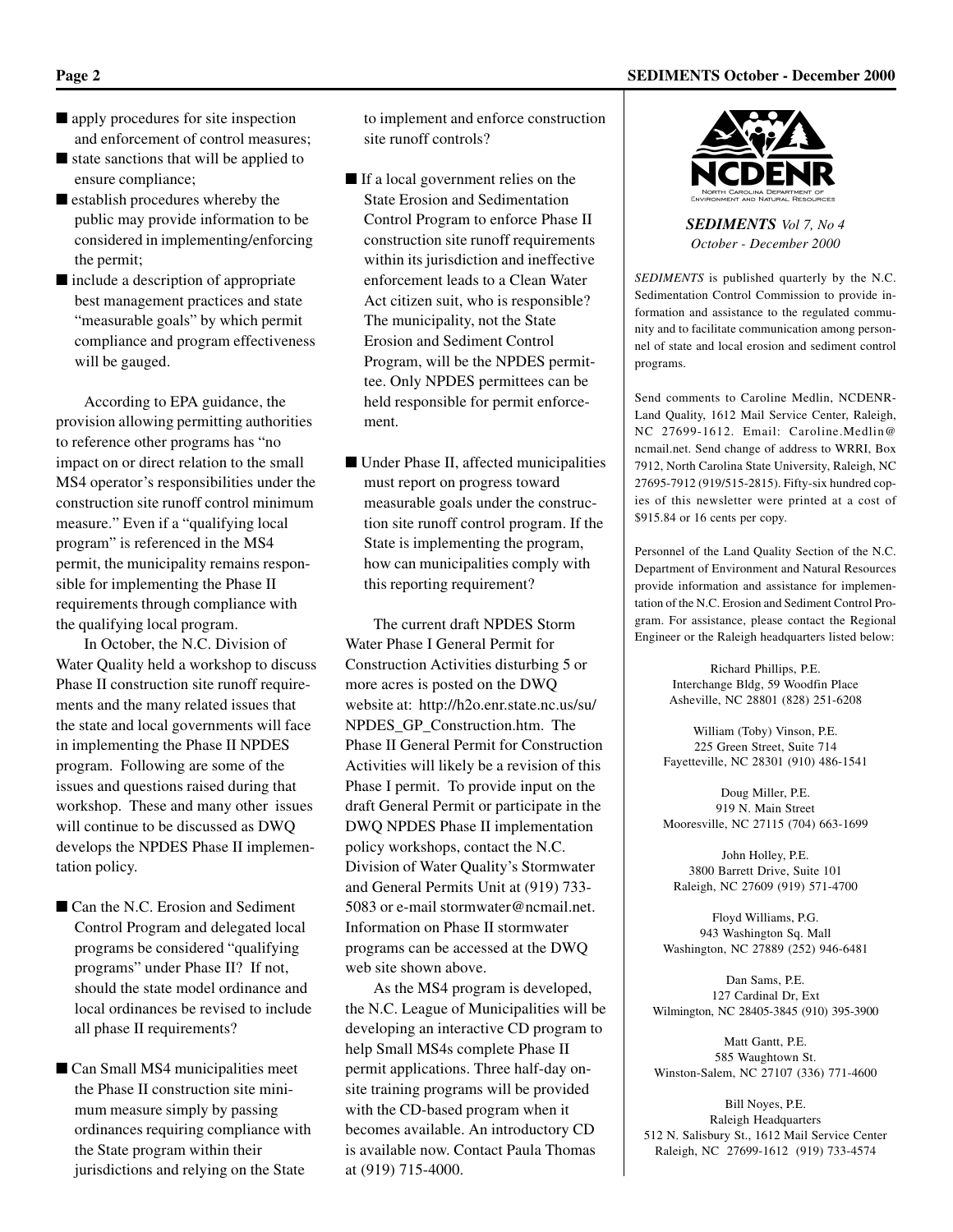- apply procedures for site inspection and enforcement of control measures;
- state sanctions that will be applied to ensure compliance;
- establish procedures whereby the public may provide information to be considered in implementing/enforcing the permit;
- include a description of appropriate best management practices and state "measurable goals" by which permit compliance and program effectiveness will be gauged.

According to EPA guidance, the provision allowing permitting authorities to reference other programs has "no impact on or direct relation to the small MS4 operator's responsibilities under the construction site runoff control minimum measure." Even if a "qualifying local program" is referenced in the MS4 permit, the municipality remains responsible for implementing the Phase II requirements through compliance with the qualifying local program.

In October, the N.C. Division of Water Quality held a workshop to discuss Phase II construction site runoff requirements and the many related issues that the state and local governments will face in implementing the Phase II NPDES program. Following are some of the issues and questions raised during that workshop. These and many other issues will continue to be discussed as DWQ develops the NPDES Phase II implementation policy.

- Can the N.C. Erosion and Sediment Control Program and delegated local programs be considered "qualifying programs" under Phase II? If not, should the state model ordinance and local ordinances be revised to include all phase II requirements?

- Can Small MS4 municipalities meet the Phase II construction site minimum measure simply by passing ordinances requiring compliance with the State program within their jurisdictions and relying on the State to implement and enforce construction site runoff controls?

- If a local government relies on the State Erosion and Sedimentation Control Program to enforce Phase II construction site runoff requirements within its jurisdiction and ineffective enforcement leads to a Clean Water Act citizen suit, who is responsible? The municipality, not the State Erosion and Sediment Control Program, will be the NPDES permittee. Only NPDES permittees can be held responsible for permit enforcement.

- Under Phase II, affected municipalities must report on progress toward measurable goals under the construction site runoff control program. If the State is implementing the program, how can municipalities comply with this reporting requirement?

The current draft NPDES Storm Water Phase I General Permit for Construction Activities disturbing 5 or more acres is posted on the DWQ website at: http://h2o.enr.state.nc.us/su/NPDES_GP_Construction.htm. The Phase II General Permit for Construction Activities will likely be a revision of this Phase I permit. To provide input on the draft General Permit or participate in the DWQ NPDES Phase II implementation policy workshops, contact the N.C. Division of Water Quality's Stormwater and General Permits Unit at (919) 733-5083 or e-mail stormwater@ncmail.net. Information on Phase II stormwater programs can be accessed at the DWQ web site shown above.

As the MS4 program is developed, the N.C. League of Municipalities will be developing an interactive CD program to help Small MS4s complete Phase II permit applications. Three half-day on-site training programs will be provided with the CD-based program when it becomes available. An introductory CD is available now. Contact Paula Thomas at (919) 715-4000.

---

NCDENR
North Carolina Department of Environment and Natural Resources

***SEDIMENTS*** *Vol 7, No 4*
*October - December 2000*

*SEDIMENTS* is published quarterly by the N.C. Sedimentation Control Commission to provide information and assistance to the regulated community and to facilitate communication among personnel of state and local erosion and sediment control programs.

Send comments to Caroline Medlin, NCDENR-Land Quality, 1612 Mail Service Center, Raleigh, NC 27699-1612. Email: Caroline.Medlin@ncmail.net. Send change of address to WRRI, Box 7912, North Carolina State University, Raleigh, NC 27695-7912 (919/515-2815). Fifty-six hundred copies of this newsletter were printed at a cost of $915.84 or 16 cents per copy.

Personnel of the Land Quality Section of the N.C. Department of Environment and Natural Resources provide information and assistance for implementation of the N.C. Erosion and Sediment Control Program. For assistance, please contact the Regional Engineer or the Raleigh headquarters listed below:

Richard Phillips, P.E.
Interchange Bldg, 59 Woodfin Place
Asheville, NC 28801 (828) 251-6208

William (Toby) Vinson, P.E.
225 Green Street, Suite 714
Fayetteville, NC 28301 (910) 486-1541

Doug Miller, P.E.
919 N. Main Street
Mooresville, NC 27115 (704) 663-1699

John Holley, P.E.
3800 Barrett Drive, Suite 101
Raleigh, NC 27609 (919) 571-4700

Floyd Williams, P.G.
943 Washington Sq. Mall
Washington, NC 27889 (252) 946-6481

Dan Sams, P.E.
127 Cardinal Dr, Ext
Wilmington, NC 28405-3845 (910) 395-3900

Matt Gantt, P.E.
585 Waughtown St.
Winston-Salem, NC 27107 (336) 771-4600

Bill Noyes, P.E.
Raleigh Headquarters
512 N. Salisbury St., 1612 Mail Service Center
Raleigh, NC 27699-1612 (919) 733-4574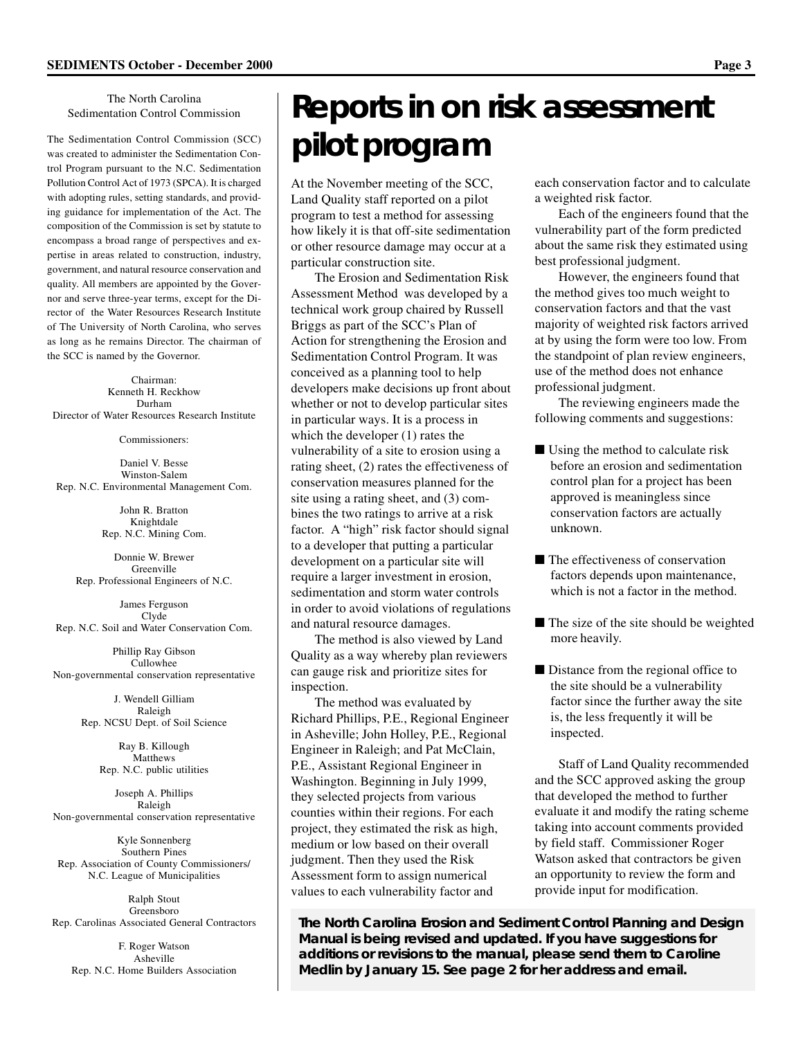## The North Carolina Sedimentation Control Commission

The Sedimentation Control Commission (SCC) was created to administer the Sedimentation Control Program pursuant to the N.C. Sedimentation Pollution Control Act of 1973 (SPCA). It is charged with adopting rules, setting standards, and providing guidance for implementation of the Act. The composition of the Commission is set by statute to encompass a broad range of perspectives and expertise in areas related to construction, industry, government, and natural resource conservation and quality. All members are appointed by the Governor and serve three-year terms, except for the Director of the Water Resources Research Institute of The University of North Carolina, who serves as long as he remains Director. The chairman of the SCC is named by the Governor.

Chairman:
Kenneth H. Reckhow
Durham
Director of Water Resources Research Institute

Commissioners:

Daniel V. Besse
Winston-Salem
Rep. N.C. Environmental Management Com.

John R. Bratton
Knightdale
Rep. N.C. Mining Com.

Donnie W. Brewer
Greenville
Rep. Professional Engineers of N.C.

James Ferguson
Clyde
Rep. N.C. Soil and Water Conservation Com.

Phillip Ray Gibson
Cullowhee
Non-governmental conservation representative

J. Wendell Gilliam
Raleigh
Rep. NCSU Dept. of Soil Science

Ray B. Killough
Matthews
Rep. N.C. public utilities

Joseph A. Phillips
Raleigh
Non-governmental conservation representative

Kyle Sonnenberg
Southern Pines
Rep. Association of County Commissioners/
N.C. League of Municipalities

Ralph Stout
Greensboro
Rep. Carolinas Associated General Contractors

F. Roger Watson
Asheville
Rep. N.C. Home Builders Association

# Reports in on risk assessment pilot program

At the November meeting of the SCC, Land Quality staff reported on a pilot program to test a method for assessing how likely it is that off-site sedimentation or other resource damage may occur at a particular construction site.

The Erosion and Sedimentation Risk Assessment Method was developed by a technical work group chaired by Russell Briggs as part of the SCC's Plan of Action for strengthening the Erosion and Sedimentation Control Program. It was conceived as a planning tool to help developers make decisions up front about whether or not to develop particular sites in particular ways. It is a process in which the developer (1) rates the vulnerability of a site to erosion using a rating sheet, (2) rates the effectiveness of conservation measures planned for the site using a rating sheet, and (3) combines the two ratings to arrive at a risk factor. A "high" risk factor should signal to a developer that putting a particular development on a particular site will require a larger investment in erosion, sedimentation and storm water controls in order to avoid violations of regulations and natural resource damages.

The method is also viewed by Land Quality as a way whereby plan reviewers can gauge risk and prioritize sites for inspection.

The method was evaluated by Richard Phillips, P.E., Regional Engineer in Asheville; John Holley, P.E., Regional Engineer in Raleigh; and Pat McClain, P.E., Assistant Regional Engineer in Washington. Beginning in July 1999, they selected projects from various counties within their regions. For each project, they estimated the risk as high, medium or low based on their overall judgment. Then they used the Risk Assessment form to assign numerical values to each vulnerability factor and each conservation factor and to calculate a weighted risk factor.

Each of the engineers found that the vulnerability part of the form predicted about the same risk they estimated using best professional judgment.

However, the engineers found that the method gives too much weight to conservation factors and that the vast majority of weighted risk factors arrived at by using the form were too low. From the standpoint of plan review engineers, use of the method does not enhance professional judgment.

The reviewing engineers made the following comments and suggestions:

- Using the method to calculate risk before an erosion and sedimentation control plan for a project has been approved is meaningless since conservation factors are actually unknown.
- The effectiveness of conservation factors depends upon maintenance, which is not a factor in the method.
- The size of the site should be weighted more heavily.
- Distance from the regional office to the site should be a vulnerability factor since the further away the site is, the less frequently it will be inspected.

Staff of Land Quality recommended and the SCC approved asking the group that developed the method to further evaluate it and modify the rating scheme taking into account comments provided by field staff. Commissioner Roger Watson asked that contractors be given an opportunity to review the form and provide input for modification.

**The North Carolina Erosion and Sediment Control Planning and Design Manual is being revised and updated. If you have suggestions for additions or revisions to the manual, please send them to Caroline Medlin by January 15. See page 2 for her address and email.**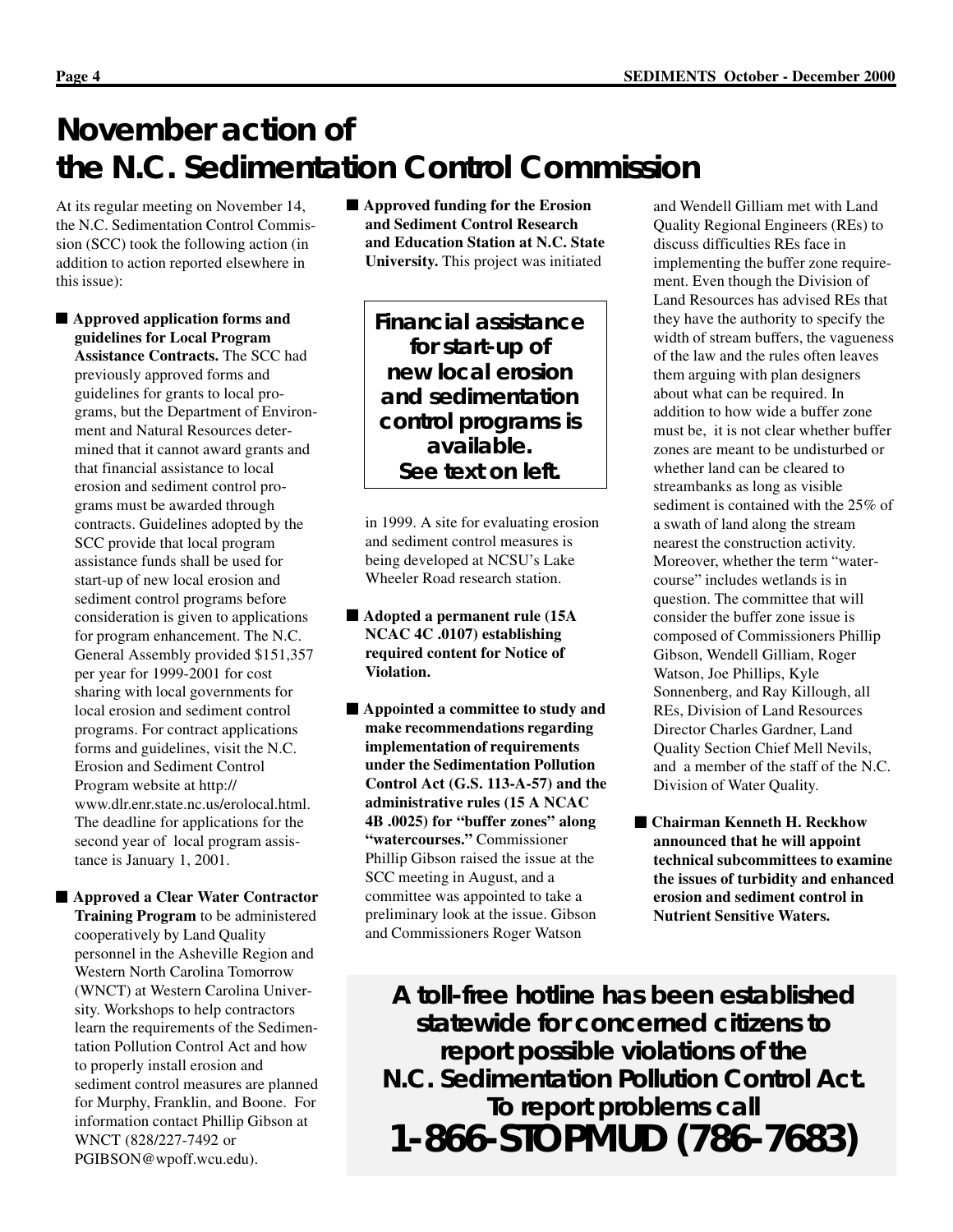# November action of the N.C. Sedimentation Control Commission

At its regular meeting on November 14, the N.C. Sedimentation Control Commission (SCC) took the following action (in addition to action reported elsewhere in this issue):

- **Approved application forms and guidelines for Local Program Assistance Contracts.** The SCC had previously approved forms and guidelines for grants to local programs, but the Department of Environment and Natural Resources determined that it cannot award grants and that financial assistance to local erosion and sediment control programs must be awarded through contracts. Guidelines adopted by the SCC provide that local program assistance funds shall be used for start-up of new local erosion and sediment control programs before consideration is given to applications for program enhancement. The N.C. General Assembly provided $151,357 per year for 1999-2001 for cost sharing with local governments for local erosion and sediment control programs. For contract applications forms and guidelines, visit the N.C. Erosion and Sediment Control Program website at http://www.dlr.enr.state.nc.us/erolocal.html. The deadline for applications for the second year of local program assistance is January 1, 2001.

- **Approved a Clear Water Contractor Training Program** to be administered cooperatively by Land Quality personnel in the Asheville Region and Western North Carolina Tomorrow (WNCT) at Western Carolina University. Workshops to help contractors learn the requirements of the Sedimentation Pollution Control Act and how to properly install erosion and sediment control measures are planned for Murphy, Franklin, and Boone. For information contact Phillip Gibson at WNCT (828/227-7492 or PGIBSON@wpoff.wcu.edu).

- **Approved funding for the Erosion and Sediment Control Research and Education Station at N.C. State University.** This project was initiated in 1999. A site for evaluating erosion and sediment control measures is being developed at NCSU's Lake Wheeler Road research station.

**Financial assistance for start-up of new local erosion and sedimentation control programs is available. See text on left.**

- **Adopted a permanent rule (15A NCAC 4C .0107) establishing required content for Notice of Violation.**

- **Appointed a committee to study and make recommendations regarding implementation of requirements under the Sedimentation Pollution Control Act (G.S. 113-A-57) and the administrative rules (15 A NCAC 4B .0025) for "buffer zones" along "watercourses."** Commissioner Phillip Gibson raised the issue at the SCC meeting in August, and a committee was appointed to take a preliminary look at the issue. Gibson and Commissioners Roger Watson and Wendell Gilliam met with Land Quality Regional Engineers (REs) to discuss difficulties REs face in implementing the buffer zone requirement. Even though the Division of Land Resources has advised REs that they have the authority to specify the width of stream buffers, the vagueness of the law and the rules often leaves them arguing with plan designers about what can be required. In addition to how wide a buffer zone must be, it is not clear whether buffer zones are meant to be undisturbed or whether land can be cleared to streambanks as long as visible sediment is contained with the 25% of a swath of land along the stream nearest the construction activity. Moreover, whether the term "watercourse" includes wetlands is in question. The committee that will consider the buffer zone issue is composed of Commissioners Phillip Gibson, Wendell Gilliam, Roger Watson, Joe Phillips, Kyle Sonnenberg, and Ray Killough, all REs, Division of Land Resources Director Charles Gardner, Land Quality Section Chief Mell Nevils, and a member of the staff of the N.C. Division of Water Quality.

- **Chairman Kenneth H. Reckhow announced that he will appoint technical subcommittees to examine the issues of turbidity and enhanced erosion and sediment control in Nutrient Sensitive Waters.**

**A toll-free hotline has been established statewide for concerned citizens to report possible violations of the N.C. Sedimentation Pollution Control Act. To report problems call**

**1-866-STOPMUD (786-7683)**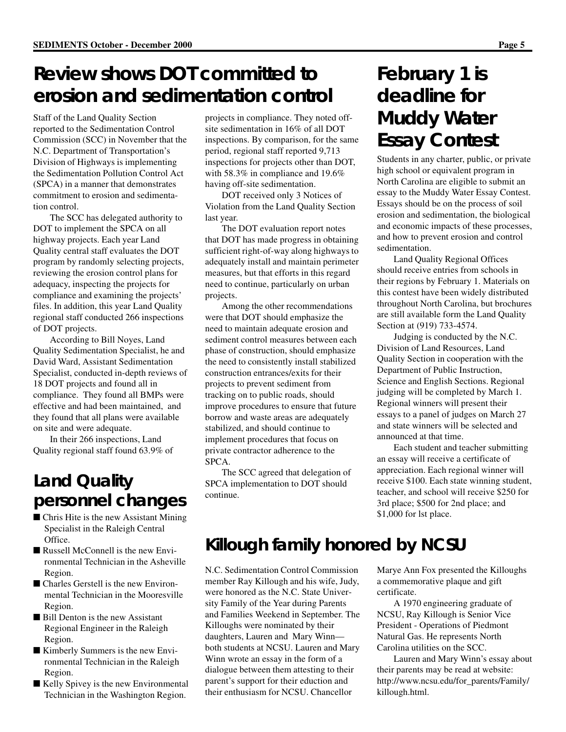# Review shows DOT committed to erosion and sedimentation control

Staff of the Land Quality Section reported to the Sedimentation Control Commission (SCC) in November that the N.C. Department of Transportation's Division of Highways is implementing the Sedimentation Pollution Control Act (SPCA) in a manner that demonstrates commitment to erosion and sedimentation control.

The SCC has delegated authority to DOT to implement the SPCA on all highway projects. Each year Land Quality central staff evaluates the DOT program by randomly selecting projects, reviewing the erosion control plans for adequacy, inspecting the projects for compliance and examining the projects' files. In addition, this year Land Quality regional staff conducted 266 inspections of DOT projects.

According to Bill Noyes, Land Quality Sedimentation Specialist, he and David Ward, Assistant Sedimentation Specialist, conducted in-depth reviews of 18 DOT projects and found all in compliance. They found all BMPs were effective and had been maintained, and they found that all plans were available on site and were adequate.

In their 266 inspections, Land Quality regional staff found 63.9% of projects in compliance. They noted off-site sedimentation in 16% of all DOT inspections. By comparison, for the same period, regional staff reported 9,713 inspections for projects other than DOT, with 58.3% in compliance and 19.6% having off-site sedimentation.

DOT received only 3 Notices of Violation from the Land Quality Section last year.

The DOT evaluation report notes that DOT has made progress in obtaining sufficient right-of-way along highways to adequately install and maintain perimeter measures, but that efforts in this regard need to continue, particularly on urban projects.

Among the other recommendations were that DOT should emphasize the need to maintain adequate erosion and sediment control measures between each phase of construction, should emphasize the need to consistently install stabilized construction entrances/exits for their projects to prevent sediment from tracking on to public roads, should improve procedures to ensure that future borrow and waste areas are adequately stabilized, and should continue to implement procedures that focus on private contractor adherence to the SPCA.

The SCC agreed that delegation of SPCA implementation to DOT should continue.

## Land Quality personnel changes

- Chris Hite is the new Assistant Mining Specialist in the Raleigh Central Office.
- Russell McConnell is the new Environmental Technician in the Asheville Region.
- Charles Gerstell is the new Environmental Technician in the Mooresville Region.
- Bill Denton is the new Assistant Regional Engineer in the Raleigh Region.
- Kimberly Summers is the new Environmental Technician in the Raleigh Region.
- Kelly Spivey is the new Environmental Technician in the Washington Region.

# February 1 is deadline for Muddy Water Essay Contest

Students in any charter, public, or private high school or equivalent program in North Carolina are eligible to submit an essay to the Muddy Water Essay Contest. Essays should be on the process of soil erosion and sedimentation, the biological and economic impacts of these processes, and how to prevent erosion and control sedimentation.

Land Quality Regional Offices should receive entries from schools in their regions by February 1. Materials on this contest have been widely distributed throughout North Carolina, but brochures are still available form the Land Quality Section at (919) 733-4574.

Judging is conducted by the N.C. Division of Land Resources, Land Quality Section in cooperation with the Department of Public Instruction, Science and English Sections. Regional judging will be completed by March 1. Regional winners will present their essays to a panel of judges on March 27 and state winners will be selected and announced at that time.

Each student and teacher submitting an essay will receive a certificate of appreciation. Each regional winner will receive $100. Each state winning student, teacher, and school will receive $250 for 3rd place; $500 for 2nd place; and $1,000 for lst place.

## Killough family honored by NCSU

N.C. Sedimentation Control Commission member Ray Killough and his wife, Judy, were honored as the N.C. State University Family of the Year during Parents and Families Weekend in September. The Killoughs were nominated by their daughters, Lauren and Mary Winn—both students at NCSU. Lauren and Mary Winn wrote an essay in the form of a dialogue between them attesting to their parent's support for their eduction and their enthusiasm for NCSU. Chancellor Marye Ann Fox presented the Killoughs a commemorative plaque and gift certificate.

A 1970 engineering graduate of NCSU, Ray Killough is Senior Vice President - Operations of Piedmont Natural Gas. He represents North Carolina utilities on the SCC.

Lauren and Mary Winn's essay about their parents may be read at website: http://www.ncsu.edu/for_parents/Family/killough.html.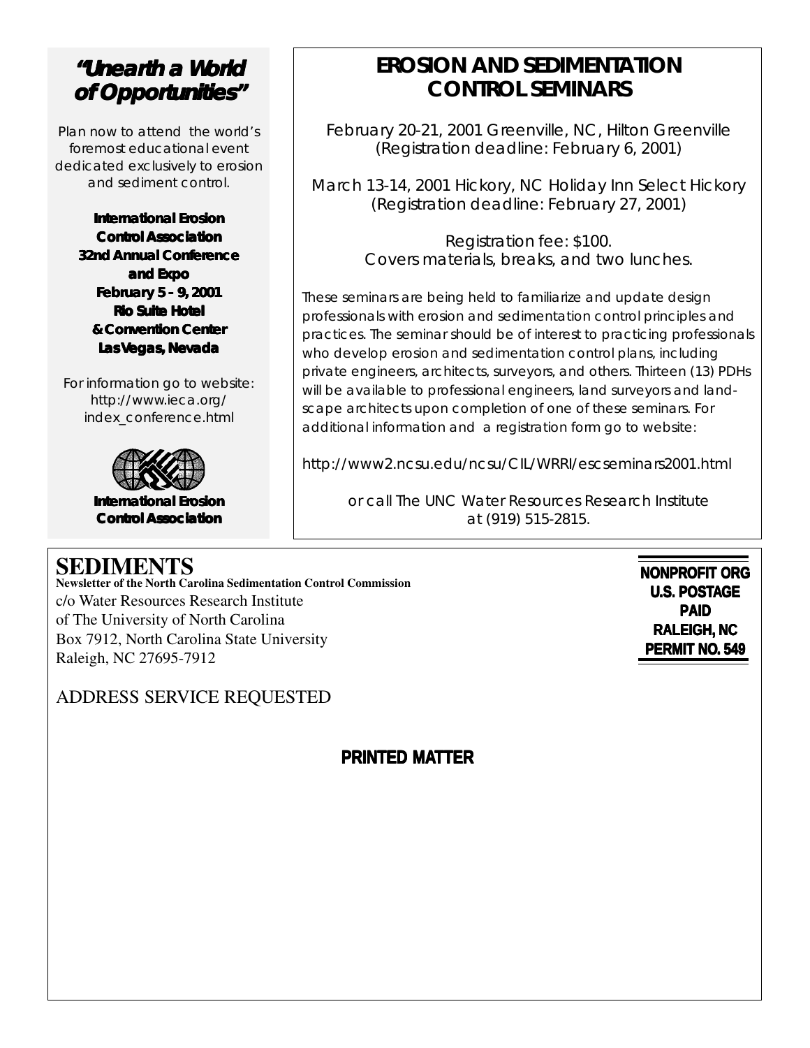## "Unearth a World of Opportunities"

Plan now to attend the world's foremost educational event dedicated exclusively to erosion and sediment control.

**International Erosion Control Association**
**32nd Annual Conference and Expo**
**February 5 - 9, 2001**
**Rio Suite Hotel & Convention Center**
**Las Vegas, Nevada**

For information go to website:
http://www.ieca.org/index_conference.html

**International Erosion Control Association**

## EROSION AND SEDIMENTATION CONTROL SEMINARS

February 20-21, 2001 Greenville, NC, Hilton Greenville
(Registration deadline: February 6, 2001)

March 13-14, 2001 Hickory, NC Holiday Inn Select Hickory
(Registration deadline: February 27, 2001)

Registration fee: $100.
Covers materials, breaks, and two lunches.

These seminars are being held to familiarize and update design professionals with erosion and sedimentation control principles and practices. The seminar should be of interest to practicing professionals who develop erosion and sedimentation control plans, including private engineers, architects, surveyors, and others. Thirteen (13) PDHs will be available to professional engineers, land surveyors and landscape architects upon completion of one of these seminars. For additional information and a registration form go to website:

http://www2.ncsu.edu/ncsu/CIL/WRRI/escseminars2001.html

or call The UNC Water Resources Research Institute at (919) 515-2815.

# SEDIMENTS

**Newsletter of the North Carolina Sedimentation Control Commission**
c/o Water Resources Research Institute
of The University of North Carolina
Box 7912, North Carolina State University
Raleigh, NC 27695-7912

**NONPROFIT ORG**
**U.S. POSTAGE**
**PAID**
**RALEIGH, NC**
**PERMIT NO. 549**

ADDRESS SERVICE REQUESTED

**PRINTED MATTER**